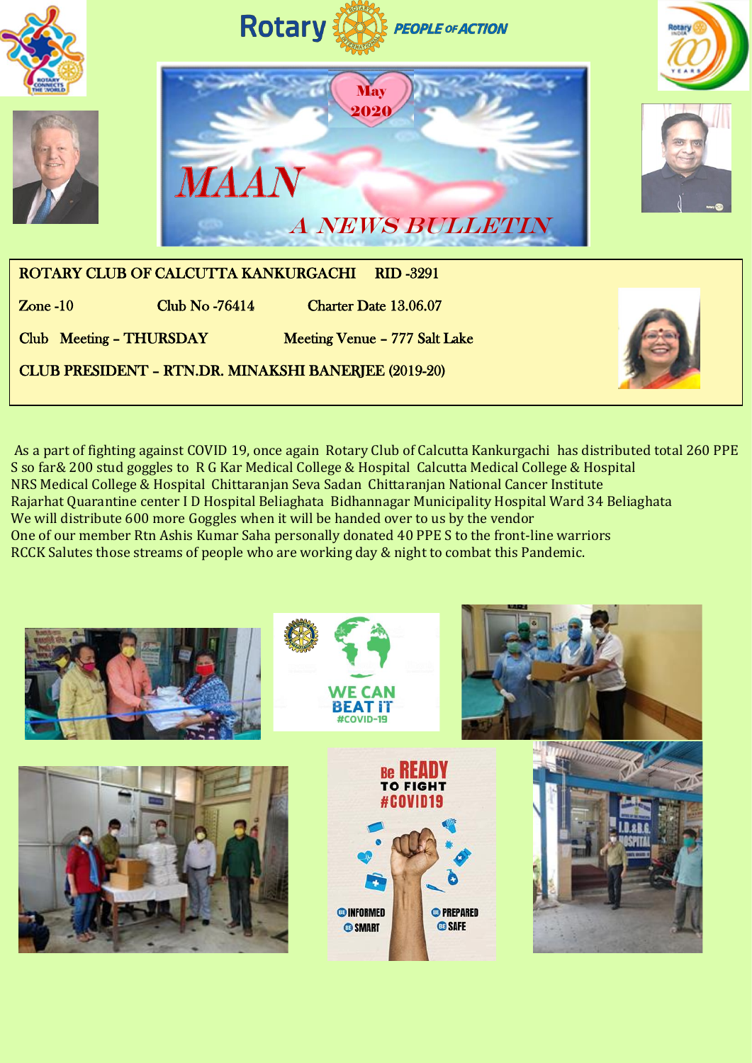Rotary PEOPLE OF ACTION

# MAAN

## A NEWS BULLETIN

May 2020

ROTARY CLUB OF CALCUTTA KANKURGACHI RID -3291

Zone -10 Club No -76414 Charter Date 13.06.07

Club Meeting – THURSDAY Meeting Venue – 777 Salt Lake

CLUB PRESIDENT – RTN.DR. MINAKSHI BANERJEE (2019-20)

As a part of fighting against COVID 19, once again Rotary Club of Calcutta Kankurgachi has distributed total 260 PPE S so far& 200 stud goggles to R G Kar Medical College & Hospital Calcutta Medical College & Hospital NRS Medical College & Hospital Chittaranjan Seva Sadan Chittaranjan National Cancer Institute Rajarhat Quarantine center I D Hospital Beliaghata Bidhannagar Municipality Hospital Ward 34 Beliaghata
We will distribute 600 more Goggles when it will be handed over to us by the vendor
One of our member Rtn Ashis Kumar Saha personally donated 40 PPE S to the front-line warriors
RCCK Salutes those streams of people who are working day & night to combat this Pandemic.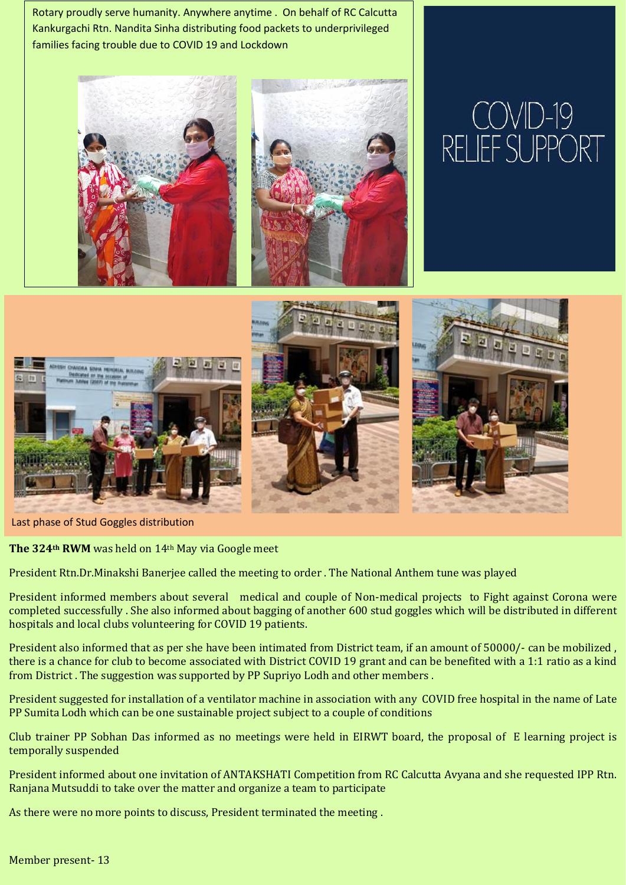Rotary proudly serve humanity. Anywhere anytime . On behalf of RC Calcutta Kankurgachi Rtn. Nandita Sinha distributing food packets to underprivileged families facing trouble due to COVID 19 and Lockdown

COVID-19 RELIEF SUPPORT

Last phase of Stud Goggles distribution

**The 324th RWM** was held on 14th May via Google meet

President Rtn.Dr.Minakshi Banerjee called the meeting to order . The National Anthem tune was played

President informed members about several medical and couple of Non-medical projects to Fight against Corona were completed successfully . She also informed about bagging of another 600 stud goggles which will be distributed in different hospitals and local clubs volunteering for COVID 19 patients.

President also informed that as per she have been intimated from District team, if an amount of 50000/- can be mobilized , there is a chance for club to become associated with District COVID 19 grant and can be benefited with a 1:1 ratio as a kind from District . The suggestion was supported by PP Supriyo Lodh and other members .

President suggested for installation of a ventilator machine in association with any COVID free hospital in the name of Late PP Sumita Lodh which can be one sustainable project subject to a couple of conditions

Club trainer PP Sobhan Das informed as no meetings were held in EIRWT board, the proposal of E learning project is temporally suspended

President informed about one invitation of ANTAKSHATI Competition from RC Calcutta Avyana and she requested IPP Rtn. Ranjana Mutsuddi to take over the matter and organize a team to participate

As there were no more points to discuss, President terminated the meeting .

Member present- 13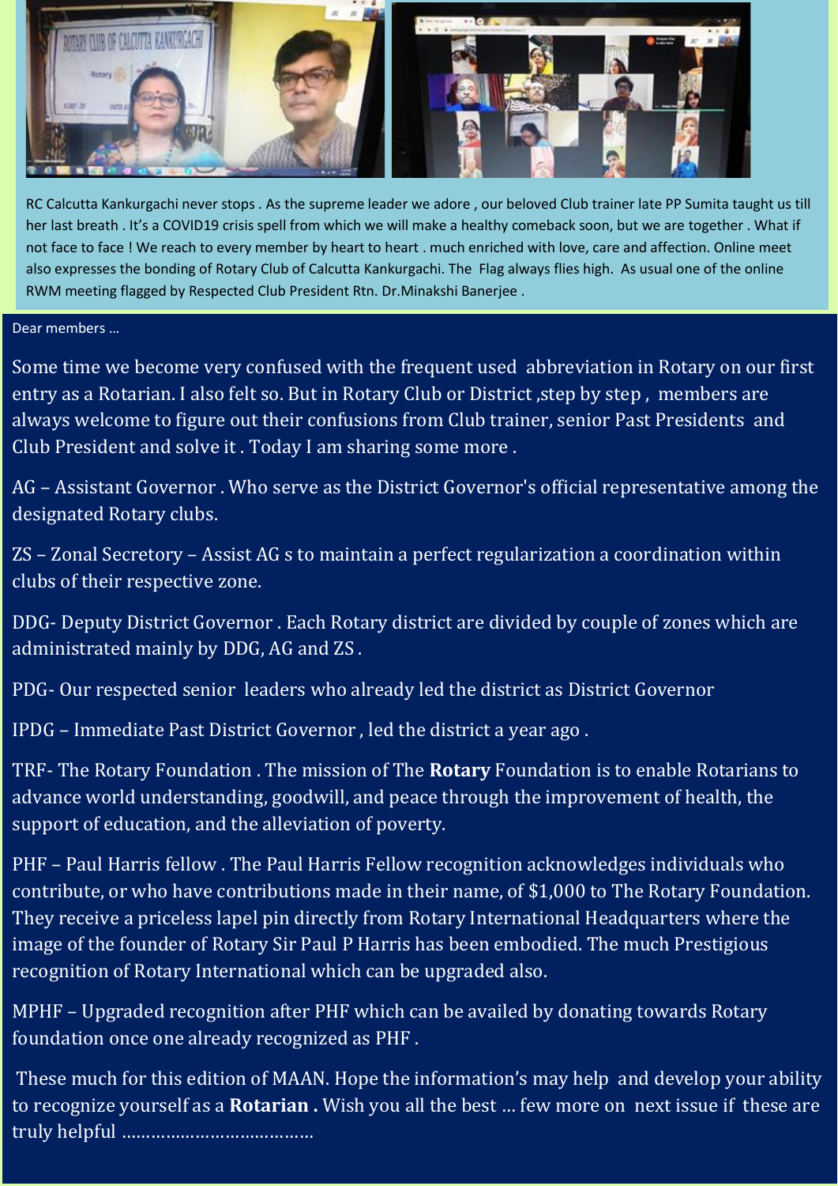RC Calcutta Kankurgachi never stops . As the supreme leader we adore , our beloved Club trainer late PP Sumita taught us till her last breath . It's a COVID19 crisis spell from which we will make a healthy comeback soon, but we are together . What if not face to face ! We reach to every member by heart to heart . much enriched with love, care and affection. Online meet also expresses the bonding of Rotary Club of Calcutta Kankurgachi. The Flag always flies high. As usual one of the online RWM meeting flagged by Respected Club President Rtn. Dr.Minakshi Banerjee .

Dear members …

Some time we become very confused with the frequent used abbreviation in Rotary on our first entry as a Rotarian. I also felt so. But in Rotary Club or District ,step by step , members are always welcome to figure out their confusions from Club trainer, senior Past Presidents and Club President and solve it . Today I am sharing some more .

AG – Assistant Governor . Who serve as the District Governor's official representative among the designated Rotary clubs.

ZS – Zonal Secretory – Assist AG s to maintain a perfect regularization a coordination within clubs of their respective zone.

DDG- Deputy District Governor . Each Rotary district are divided by couple of zones which are administrated mainly by DDG, AG and ZS .

PDG- Our respected senior leaders who already led the district as District Governor

IPDG – Immediate Past District Governor , led the district a year ago .

TRF- The Rotary Foundation . The mission of The **Rotary** Foundation is to enable Rotarians to advance world understanding, goodwill, and peace through the improvement of health, the support of education, and the alleviation of poverty.

PHF – Paul Harris fellow . The Paul Harris Fellow recognition acknowledges individuals who contribute, or who have contributions made in their name, of $1,000 to The Rotary Foundation. They receive a priceless lapel pin directly from Rotary International Headquarters where the image of the founder of Rotary Sir Paul P Harris has been embodied. The much Prestigious recognition of Rotary International which can be upgraded also.

MPHF – Upgraded recognition after PHF which can be availed by donating towards Rotary foundation once one already recognized as PHF .

These much for this edition of MAAN. Hope the information's may help and develop your ability to recognize yourself as a **Rotarian .** Wish you all the best … few more on next issue if these are truly helpful ……………………………….